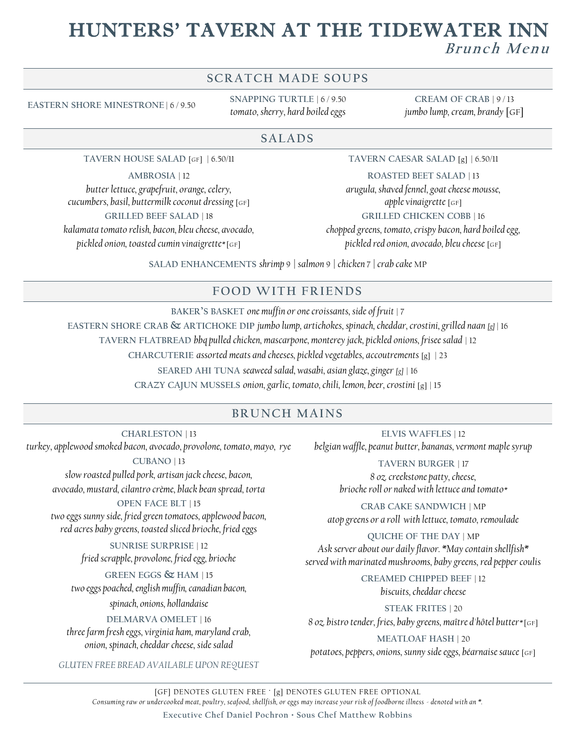# HUNTERS' TAVERN AT THE TIDEWATER INN

*Brunch Menu*

## SCRATCH MADE SOUPS

**EASTERN SHORE MINESTRONE** | 6 / 9.50

**SNAPPING TURTLE** | 6 / 9.50
*tomato, sherry, hard boiled eggs*

**CREAM OF CRAB** | 9 / 13
*jumbo lump, cream, brandy* [GF]

## SALADS

**TAVERN HOUSE SALAD** [GF] | 6.50/11

**TAVERN CAESAR SALAD** [g] | 6.50/11

**AMBROSIA** | 12
*butter lettuce, grapefruit, orange, celery, cucumbers, basil, buttermilk coconut dressing* [GF]

**GRILLED BEEF SALAD** | 18
*kalamata tomato relish, bacon, bleu cheese, avocado, pickled onion, toasted cumin vinaigrette** [GF]

**ROASTED BEET SALAD** | 13
*arugula, shaved fennel, goat cheese mousse, apple vinaigrette* [GF]

**GRILLED CHICKEN COBB** | 16
*chopped greens, tomato, crispy bacon, hard boiled egg, pickled red onion, avocado, bleu cheese* [GF]

**SALAD ENHANCEMENTS** *shrimp* 9 | *salmon* 9 | *chicken* 7 | *crab cake* MP

## FOOD WITH FRIENDS

**BAKER'S BASKET** *one muffin or one croissants, side of fruit* | 7

**EASTERN SHORE CRAB & ARTICHOKE DIP** *jumbo lump, artichokes, spinach, cheddar, crostini, grilled naan* [g] | 16

**TAVERN FLATBREAD** *bbq pulled chicken, mascarpone, monterey jack, pickled onions, frisee salad* | 12

**CHARCUTERIE** *assorted meats and cheeses, pickled vegetables, accoutrements* [g] | 23

**SEARED AHI TUNA** *seaweed salad, wasabi, asian glaze, ginger* [g] | 16

**CRAZY CAJUN MUSSELS** *onion, garlic, tomato, chili, lemon, beer, crostini* [g] | 15

## BRUNCH MAINS

**CHARLESTON** | 13
*turkey, applewood smoked bacon, avocado, provolone, tomato, mayo, rye*

**CUBANO** | 13
*slow roasted pulled pork, artisan jack cheese, bacon, avocado, mustard, cilantro crème, black bean spread, torta*

**OPEN FACE BLT** | 15
*two eggs sunny side, fried green tomatoes, applewood bacon, red acres baby greens, toasted sliced brioche, fried eggs*

**SUNRISE SURPRISE** | 12
*fried scrapple, provolone, fried egg, brioche*

**GREEN EGGS & HAM** | 15
*two eggs poached, english muffin, canadian bacon, spinach, onions, hollandaise*

**DELMARVA OMELET** | 16
*three farm fresh eggs, virginia ham, maryland crab, onion, spinach, cheddar cheese, side salad*

*GLUTEN FREE BREAD AVAILABLE UPON REQUEST*

**ELVIS WAFFLES** | 12
*belgian waffle, peanut butter, bananas, vermont maple syrup*

**TAVERN BURGER** | 17
*8 oz. creekstone patty, cheese, brioche roll or naked with lettuce and tomato**

**CRAB CAKE SANDWICH** | MP
*atop greens or a roll with lettuce, tomato, remoulade*

**QUICHE OF THE DAY** | MP
*Ask server about our daily flavor. *May contain shellfish* served with marinated mushrooms, baby greens, red pepper coulis*

**CREAMED CHIPPED BEEF** | 12
*biscuits, cheddar cheese*

**STEAK FRITES** | 20
*8 oz. bistro tender, fries, baby greens, maître d'hôtel butter** [GF]

**MEATLOAF HASH** | 20
*potatoes, peppers, onions, sunny side eggs, béarnaise sauce* [GF]

---

[GF] DENOTES GLUTEN FREE · [g] DENOTES GLUTEN FREE OPTIONAL

*Consuming raw or undercooked meat, poultry, seafood, shellfish, or eggs may increase your risk of foodborne illness - denoted with an *.*

**Executive Chef Daniel Pochron • Sous Chef Matthew Robbins**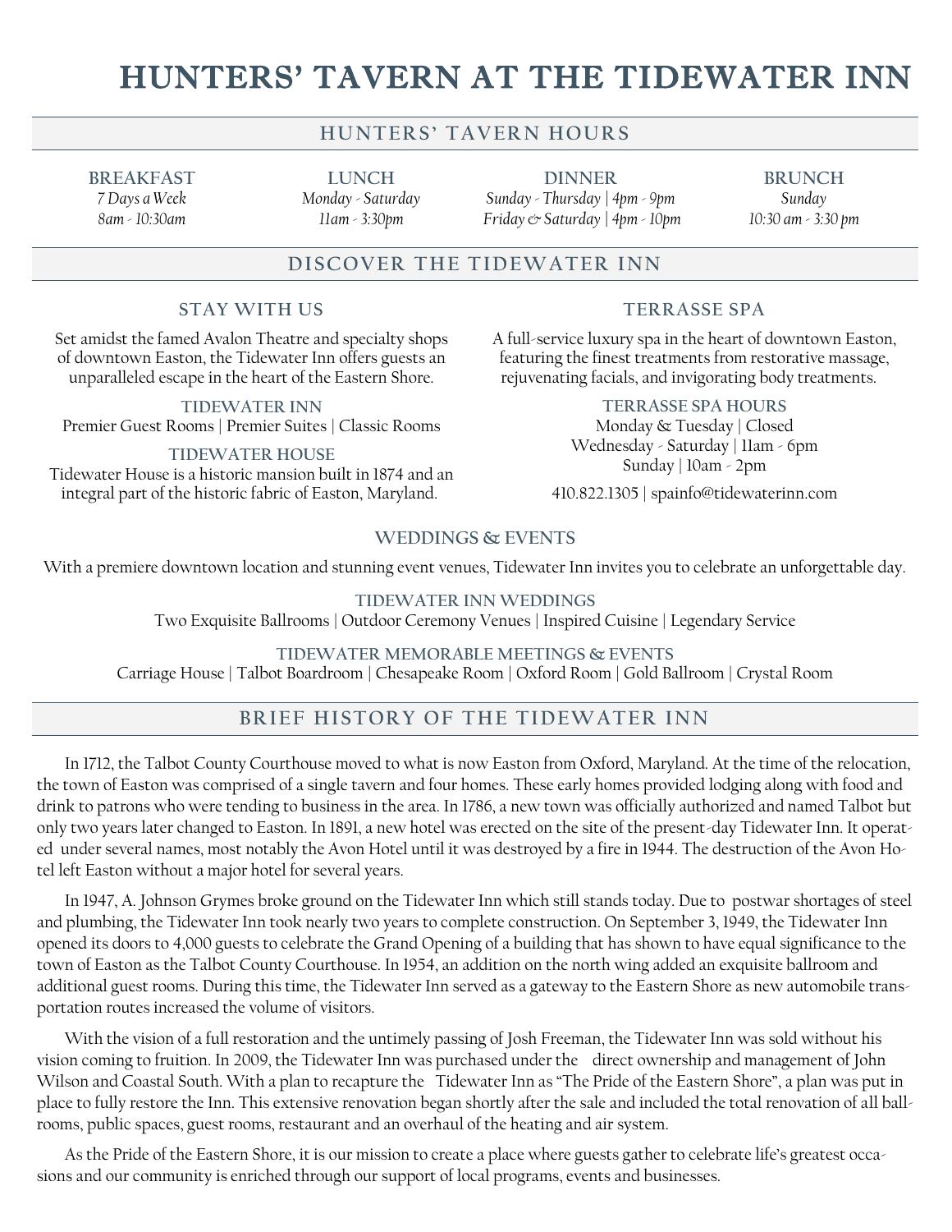# HUNTERS' TAVERN AT THE TIDEWATER INN

## HUNTERS' TAVERN HOURS

**BREAKFAST**
*7 Days a Week*
*8am - 10:30am*

**LUNCH**
*Monday - Saturday*
*11am - 3:30pm*

**DINNER**
*Sunday - Thursday | 4pm - 9pm*
*Friday & Saturday | 4pm - 10pm*

**BRUNCH**
*Sunday*
*10:30 am - 3:30 pm*

## DISCOVER THE TIDEWATER INN

### STAY WITH US

Set amidst the famed Avalon Theatre and specialty shops of downtown Easton, the Tidewater Inn offers guests an unparalleled escape in the heart of the Eastern Shore.

**TIDEWATER INN**
Premier Guest Rooms | Premier Suites | Classic Rooms

**TIDEWATER HOUSE**
Tidewater House is a historic mansion built in 1874 and an integral part of the historic fabric of Easton, Maryland.

### TERRASSE SPA

A full-service luxury spa in the heart of downtown Easton, featuring the finest treatments from restorative massage, rejuvenating facials, and invigorating body treatments.

**TERRASSE SPA HOURS**
Monday & Tuesday | Closed
Wednesday - Saturday | 11am - 6pm
Sunday | 10am - 2pm

410.822.1305 | spainfo@tidewaterinn.com

### WEDDINGS & EVENTS

With a premiere downtown location and stunning event venues, Tidewater Inn invites you to celebrate an unforgettable day.

**TIDEWATER INN WEDDINGS**
Two Exquisite Ballrooms | Outdoor Ceremony Venues | Inspired Cuisine | Legendary Service

**TIDEWATER MEMORABLE MEETINGS & EVENTS**
Carriage House | Talbot Boardroom | Chesapeake Room | Oxford Room | Gold Ballroom | Crystal Room

## BRIEF HISTORY OF THE TIDEWATER INN

In 1712, the Talbot County Courthouse moved to what is now Easton from Oxford, Maryland. At the time of the relocation, the town of Easton was comprised of a single tavern and four homes. These early homes provided lodging along with food and drink to patrons who were tending to business in the area. In 1786, a new town was officially authorized and named Talbot but only two years later changed to Easton. In 1891, a new hotel was erected on the site of the present-day Tidewater Inn. It operated under several names, most notably the Avon Hotel until it was destroyed by a fire in 1944. The destruction of the Avon Hotel left Easton without a major hotel for several years.

In 1947, A. Johnson Grymes broke ground on the Tidewater Inn which still stands today. Due to postwar shortages of steel and plumbing, the Tidewater Inn took nearly two years to complete construction. On September 3, 1949, the Tidewater Inn opened its doors to 4,000 guests to celebrate the Grand Opening of a building that has shown to have equal significance to the town of Easton as the Talbot County Courthouse. In 1954, an addition on the north wing added an exquisite ballroom and additional guest rooms. During this time, the Tidewater Inn served as a gateway to the Eastern Shore as new automobile transportation routes increased the volume of visitors.

With the vision of a full restoration and the untimely passing of Josh Freeman, the Tidewater Inn was sold without his vision coming to fruition. In 2009, the Tidewater Inn was purchased under the direct ownership and management of John Wilson and Coastal South. With a plan to recapture the Tidewater Inn as "The Pride of the Eastern Shore", a plan was put in place to fully restore the Inn. This extensive renovation began shortly after the sale and included the total renovation of all ballrooms, public spaces, guest rooms, restaurant and an overhaul of the heating and air system.

As the Pride of the Eastern Shore, it is our mission to create a place where guests gather to celebrate life's greatest occasions and our community is enriched through our support of local programs, events and businesses.